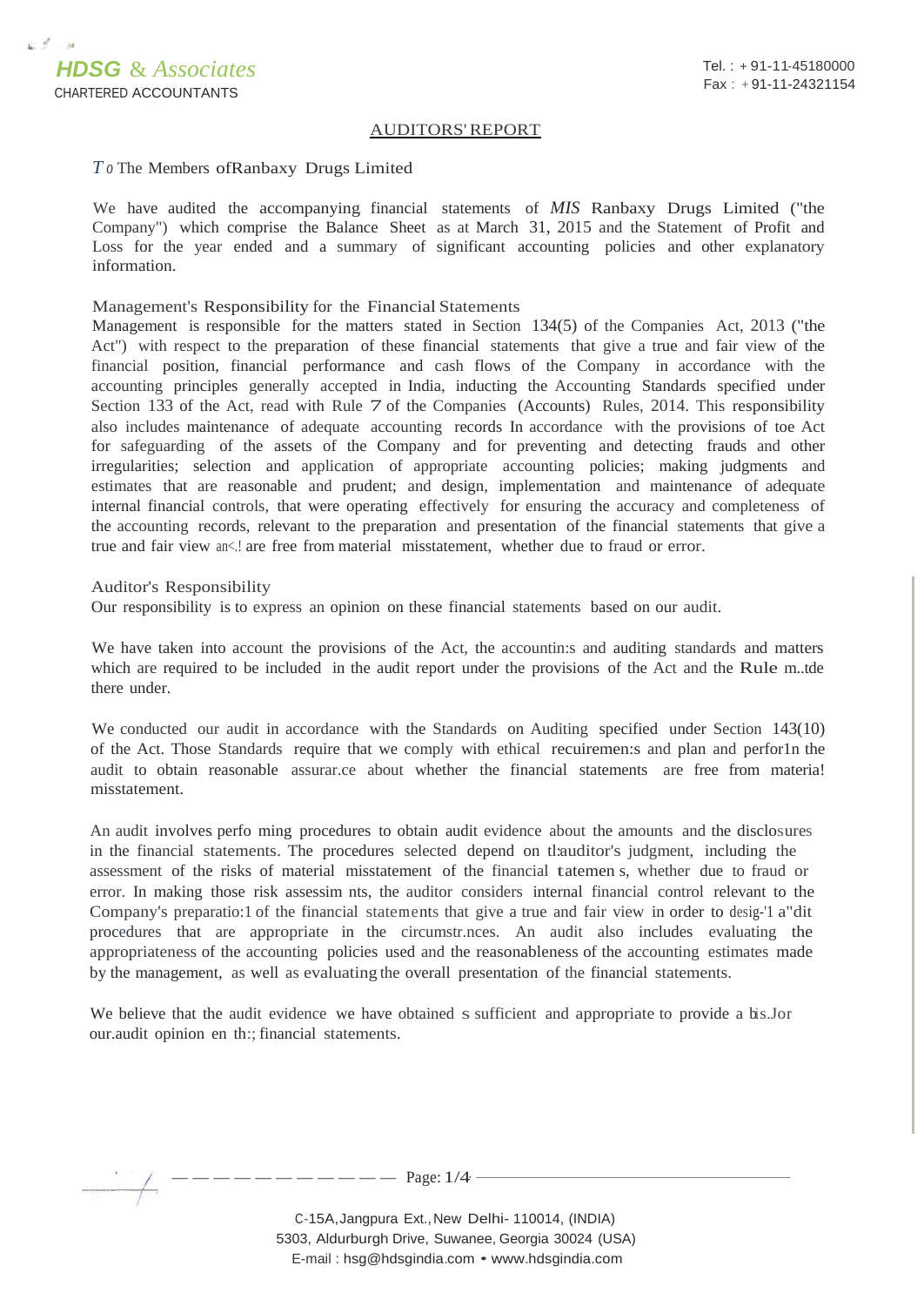**HDSG** & *Associates*
CHARTERED ACCOUNTANTS

Tel. : + 91-11-45180000
Fax : + 91-11-24321154

## AUDITORS' REPORT

*To* The Members ofRanbaxy Drugs Limited

We have audited the accompanying financial statements of *MIS* Ranbaxy Drugs Limited ("the Company") which comprise the Balance Sheet as at March 31, 2015 and the Statement of Profit and Loss for the year ended and a summary of significant accounting policies and other explanatory information.

### Management's Responsibility for the Financial Statements

Management is responsible for the matters stated in Section 134(5) of the Companies Act, 2013 ("the Act") with respect to the preparation of these financial statements that give a true and fair view of the financial position, financial performance and cash flows of the Company in accordance with the accounting principles generally accepted in India, inducting the Accounting Standards specified under Section 133 of the Act, read with Rule 7 of the Companies (Accounts) Rules, 2014. This responsibility also includes maintenance of adequate accounting records In accordance with the provisions of toe Act for safeguarding of the assets of the Company and for preventing and detecting frauds and other irregularities; selection and application of appropriate accounting policies; making judgments and estimates that are reasonable and prudent; and design, implementation and maintenance of adequate internal financial controls, that were operating effectively for ensuring the accuracy and completeness of the accounting records, relevant to the preparation and presentation of the financial statements that give a true and fair view an<.! are free from material misstatement, whether due to fraud or error.

### Auditor's Responsibility

Our responsibility is to express an opinion on these financial statements based on our audit.

We have taken into account the provisions of the Act, the accountin:s and auditing standards and matters which are required to be included in the audit report under the provisions of the Act and the Rule m..tde there under.

We conducted our audit in accordance with the Standards on Auditing specified under Section 143(10) of the Act. Those Standards require that we comply with ethical recuiremen:s and plan and perfor1n the audit to obtain reasonable assurar.ce about whether the financial statements are free from materia! misstatement.

An audit involves perfo ming procedures to obtain audit evidence about the amounts and the disclosures in the financial statements. The procedures selected depend on tl:auditor's judgment, including the assessment of the risks of material misstatement of the financial tatemen s, whether due to fraud or error. In making those risk assessim nts, the auditor considers internal financial control relevant to the Company's preparatio:1 of the financial statements that give a true and fair view in order to desig-'1 a"dit procedures that are appropriate in the circumstr.nces. An audit also includes evaluating the appropriateness of the accounting policies used and the reasonableness of the accounting estimates made by the management, as well as evaluating the overall presentation of the financial statements.

We believe that the audit evidence we have obtained s sufficient and appropriate to provide a bis.Jor our.audit opinion en th:; financial statements.

C-15A, Jangpura Ext., New Delhi- 110014, (INDIA)
5303, Aldurburgh Drive, Suwanee, Georgia 30024 (USA)
E-mail : hsg@hdsgindia.com • www.hdsgindia.com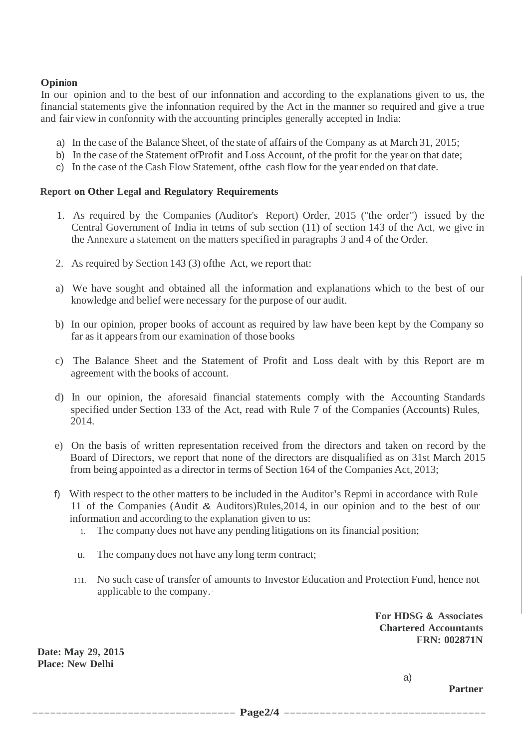**Opinion**

In our opinion and to the best of our infonnation and according to the explanations given to us, the financial statements give the infonnation required by the Act in the manner so required and give a true and fair view in confonnity with the accounting principles generally accepted in India:

a) In the case of the Balance Sheet, of the state of affairs of the Company as at March 31, 2015;
b) In the case of the Statement ofProfit and Loss Account, of the profit for the year on that date;
c) In the case of the Cash Flow Statement, ofthe cash flow for the year ended on that date.

**Report on Other Legal and Regulatory Requirements**

1. As required by the Companies (Auditor's Report) Order, 2015 ("the order") issued by the Central Government of India in tetms of sub section (11) of section 143 of the Act, we give in the Annexure a statement on the matters specified in paragraphs 3 and 4 of the Order.

2. As required by Section 143 (3) ofthe Act, we report that:

a) We have sought and obtained all the information and explanations which to the best of our knowledge and belief were necessary for the purpose of our audit.

b) In our opinion, proper books of account as required by law have been kept by the Company so far as it appears from our examination of those books

c) The Balance Sheet and the Statement of Profit and Loss dealt with by this Report are m agreement with the books of account.

d) In our opinion, the aforesaid financial statements comply with the Accounting Standards specified under Section 133 of the Act, read with Rule 7 of the Companies (Accounts) Rules, 2014.

e) On the basis of written representation received from the directors and taken on record by the Board of Directors, we report that none of the directors are disqualified as on 31st March 2015 from being appointed as a director in terms of Section 164 of the Companies Act, 2013;

f) With respect to the other matters to be included in the Auditor's Repmi in accordance with Rule 11 of the Companies (Audit & Auditors)Rules,2014, in our opinion and to the best of our information and according to the explanation given to us:

   1. The company does not have any pending litigations on its financial position;

   u. The company does not have any long term contract;

   111. No such case of transfer of amounts to Investor Education and Protection Fund, hence not applicable to the company.

**For HDSG & Associates**
**Chartered Accountants**
**FRN: 002871N**

**Date: May 29, 2015**
**Place: New Delhi**

a)

**Partner**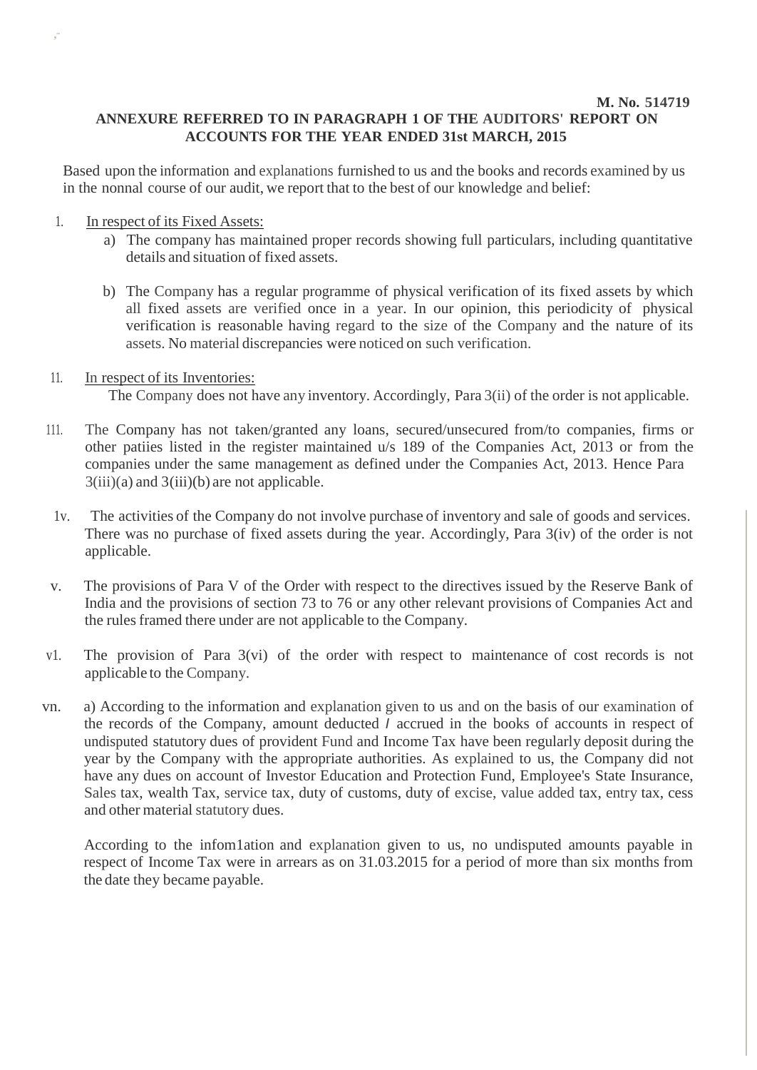**M. No. 514719**

**ANNEXURE REFERRED TO IN PARAGRAPH 1 OF THE AUDITORS' REPORT ON ACCOUNTS FOR THE YEAR ENDED 31st MARCH, 2015**

Based upon the information and explanations furnished to us and the books and records examined by us in the nonnal course of our audit, we report that to the best of our knowledge and belief:

1. In respect of its Fixed Assets:
   a) The company has maintained proper records showing full particulars, including quantitative details and situation of fixed assets.

   b) The Company has a regular programme of physical verification of its fixed assets by which all fixed assets are verified once in a year. In our opinion, this periodicity of physical verification is reasonable having regard to the size of the Company and the nature of its assets. No material discrepancies were noticed on such verification.

11. In respect of its Inventories:
   The Company does not have any inventory. Accordingly, Para 3(ii) of the order is not applicable.

111. The Company has not taken/granted any loans, secured/unsecured from/to companies, firms or other patiies listed in the register maintained u/s 189 of the Companies Act, 2013 or from the companies under the same management as defined under the Companies Act, 2013. Hence Para 3(iii)(a) and 3(iii)(b) are not applicable.

1v. The activities of the Company do not involve purchase of inventory and sale of goods and services. There was no purchase of fixed assets during the year. Accordingly, Para 3(iv) of the order is not applicable.

v. The provisions of Para V of the Order with respect to the directives issued by the Reserve Bank of India and the provisions of section 73 to 76 or any other relevant provisions of Companies Act and the rules framed there under are not applicable to the Company.

v1. The provision of Para 3(vi) of the order with respect to maintenance of cost records is not applicable to the Company.

vn. a) According to the information and explanation given to us and on the basis of our examination of the records of the Company, amount deducted / accrued in the books of accounts in respect of undisputed statutory dues of provident Fund and Income Tax have been regularly deposit during the year by the Company with the appropriate authorities. As explained to us, the Company did not have any dues on account of Investor Education and Protection Fund, Employee's State Insurance, Sales tax, wealth Tax, service tax, duty of customs, duty of excise, value added tax, entry tax, cess and other material statutory dues.

   According to the infom1ation and explanation given to us, no undisputed amounts payable in respect of Income Tax were in arrears as on 31.03.2015 for a period of more than six months from the date they became payable.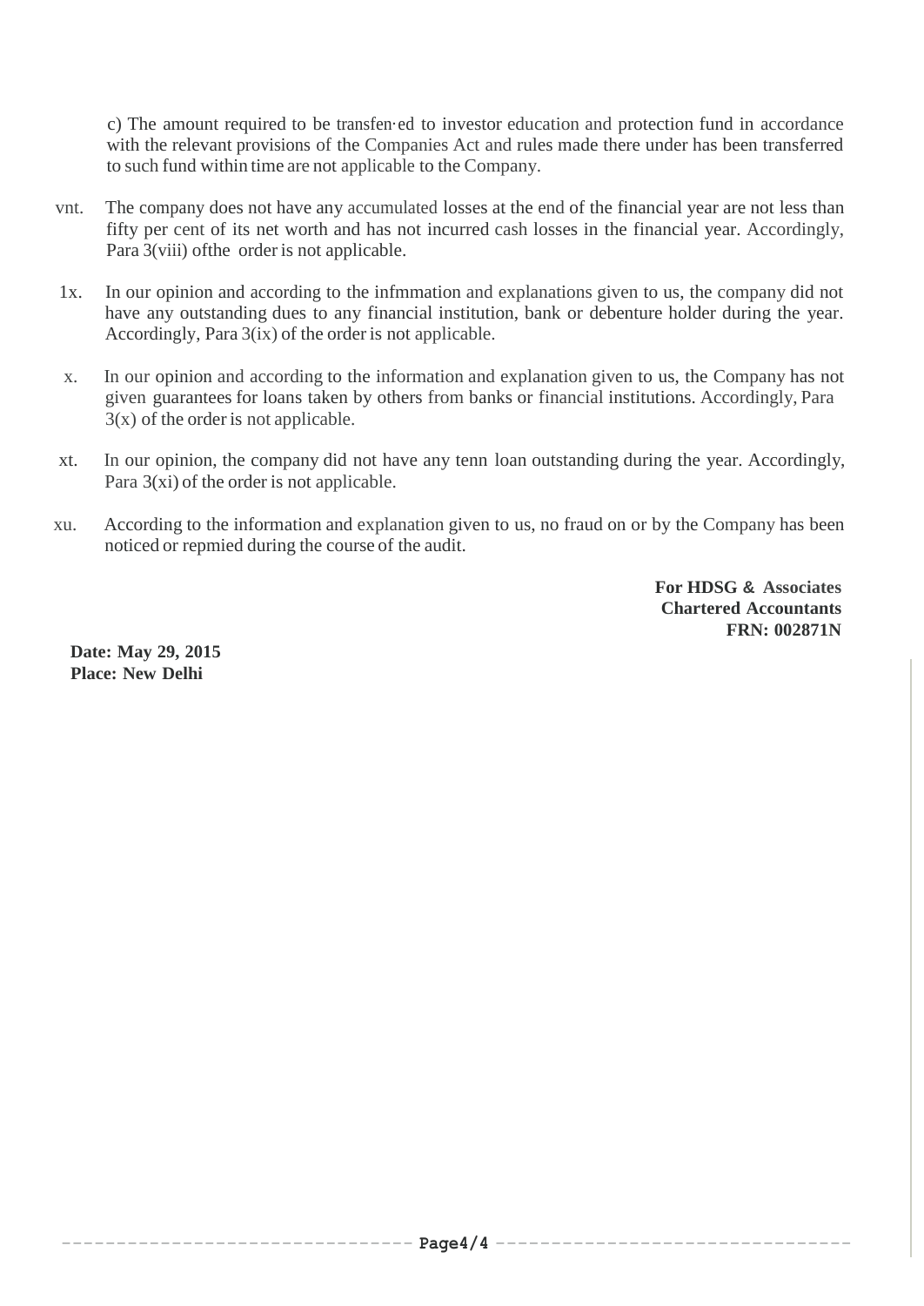c) The amount required to be transfen·ed to investor education and protection fund in accordance with the relevant provisions of the Companies Act and rules made there under has been transferred to such fund within time are not applicable to the Company.

vnt. The company does not have any accumulated losses at the end of the financial year are not less than fifty per cent of its net worth and has not incurred cash losses in the financial year. Accordingly, Para 3(viii) ofthe order is not applicable.

1x. In our opinion and according to the infmmation and explanations given to us, the company did not have any outstanding dues to any financial institution, bank or debenture holder during the year. Accordingly, Para 3(ix) of the order is not applicable.

x. In our opinion and according to the information and explanation given to us, the Company has not given guarantees for loans taken by others from banks or financial institutions. Accordingly, Para 3(x) of the order is not applicable.

xt. In our opinion, the company did not have any tenn loan outstanding during the year. Accordingly, Para 3(xi) of the order is not applicable.

xu. According to the information and explanation given to us, no fraud on or by the Company has been noticed or repmied during the course of the audit.

**For HDSG & Associates**
**Chartered Accountants**
**FRN: 002871N**

**Date: May 29, 2015**
**Place: New Delhi**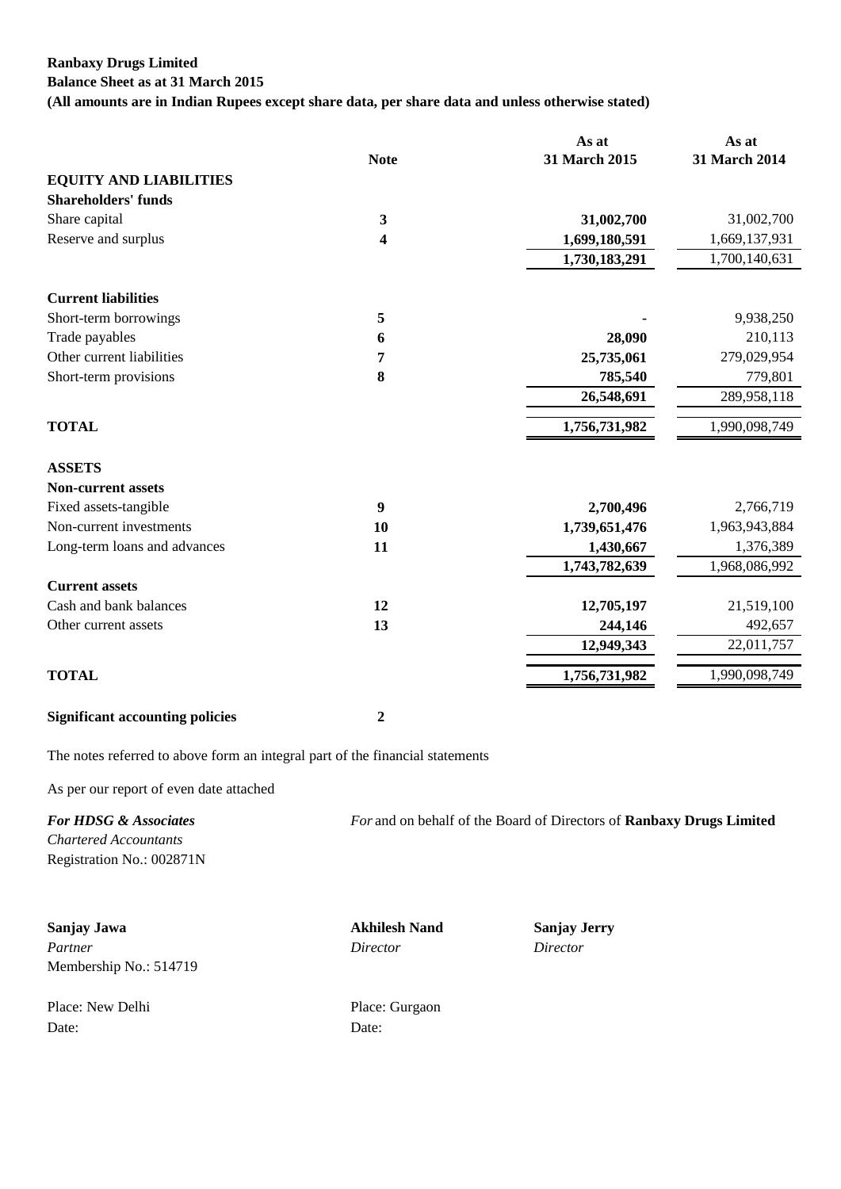**Ranbaxy Drugs Limited**

**Balance Sheet as at 31 March 2015**

**(All amounts are in Indian Rupees except share data, per share data and unless otherwise stated)**

| | Note | As at 31 March 2015 | As at 31 March 2014 |
|---|---|---|---|
| **EQUITY AND LIABILITIES** | | | |
| **Shareholders' funds** | | | |
| Share capital | **3** | **31,002,700** | 31,002,700 |
| Reserve and surplus | **4** | **1,699,180,591** | 1,669,137,931 |
| | | **1,730,183,291** | 1,700,140,631 |
| **Current liabilities** | | | |
| Short-term borrowings | **5** | **-** | 9,938,250 |
| Trade payables | **6** | **28,090** | 210,113 |
| Other current liabilities | **7** | **25,735,061** | 279,029,954 |
| Short-term provisions | **8** | **785,540** | 779,801 |
| | | **26,548,691** | 289,958,118 |
| **TOTAL** | | **1,756,731,982** | 1,990,098,749 |
| **ASSETS** | | | |
| **Non-current assets** | | | |
| Fixed assets-tangible | **9** | **2,700,496** | 2,766,719 |
| Non-current investments | **10** | **1,739,651,476** | 1,963,943,884 |
| Long-term loans and advances | **11** | **1,430,667** | 1,376,389 |
| | | **1,743,782,639** | 1,968,086,992 |
| **Current assets** | | | |
| Cash and bank balances | **12** | **12,705,197** | 21,519,100 |
| Other current assets | **13** | **244,146** | 492,657 |
| | | **12,949,343** | 22,011,757 |
| **TOTAL** | | **1,756,731,982** | 1,990,098,749 |
| **Significant accounting policies** | **2** | | |

The notes referred to above form an integral part of the financial statements

As per our report of even date attached

***For HDSG & Associates***
*Chartered Accountants*
Registration No.: 002871N

*For* and on behalf of the Board of Directors of **Ranbaxy Drugs Limited**

**Sanjay Jawa**
*Partner*
Membership No.: 514719

**Akhilesh Nand**
*Director*

**Sanjay Jerry**
*Director*

Place: New Delhi
Date:

Place: Gurgaon
Date: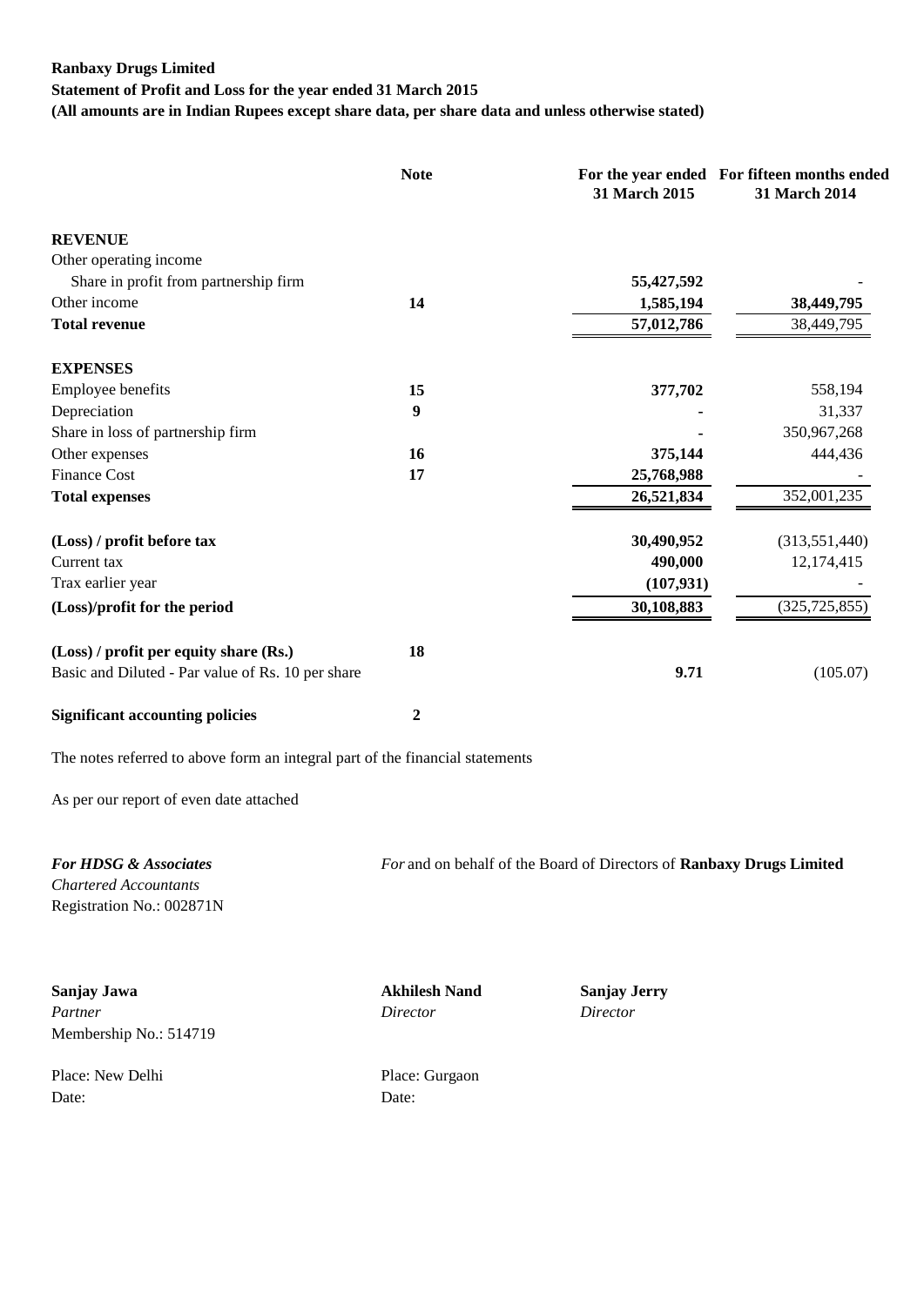**Ranbaxy Drugs Limited**

**Statement of Profit and Loss for the year ended 31 March 2015**

**(All amounts are in Indian Rupees except share data, per share data and unless otherwise stated)**

| | Note | For the year ended 31 March 2015 | For fifteen months ended 31 March 2014 |
|---|---|---|---|
| **REVENUE** | | | |
| Other operating income | | | |
| Share in profit from partnership firm | | **55,427,592** | - |
| Other income | **14** | **1,585,194** | **38,449,795** |
| **Total revenue** | | **57,012,786** | 38,449,795 |
| **EXPENSES** | | | |
| Employee benefits | **15** | **377,702** | 558,194 |
| Depreciation | **9** | **-** | 31,337 |
| Share in loss of partnership firm | | **-** | 350,967,268 |
| Other expenses | **16** | **375,144** | 444,436 |
| Finance Cost | **17** | **25,768,988** | - |
| **Total expenses** | | **26,521,834** | 352,001,235 |
| **(Loss) / profit before tax** | | **30,490,952** | (313,551,440) |
| Current tax | | **490,000** | 12,174,415 |
| Trax earlier year | | **(107,931)** | - |
| **(Loss)/profit for the period** | | **30,108,883** | (325,725,855) |
| **(Loss) / profit per equity share (Rs.)** | **18** | | |
| Basic and Diluted - Par value of Rs. 10 per share | | **9.71** | (105.07) |
| **Significant accounting policies** | **2** | | |

The notes referred to above form an integral part of the financial statements

As per our report of even date attached

***For HDSG & Associates***
*Chartered Accountants*
Registration No.: 002871N

*For* and on behalf of the Board of Directors of **Ranbaxy Drugs Limited**

**Sanjay Jawa**
*Partner*
Membership No.: 514719

**Akhilesh Nand**
*Director*

**Sanjay Jerry**
*Director*

Place: New Delhi
Date:

Place: Gurgaon
Date: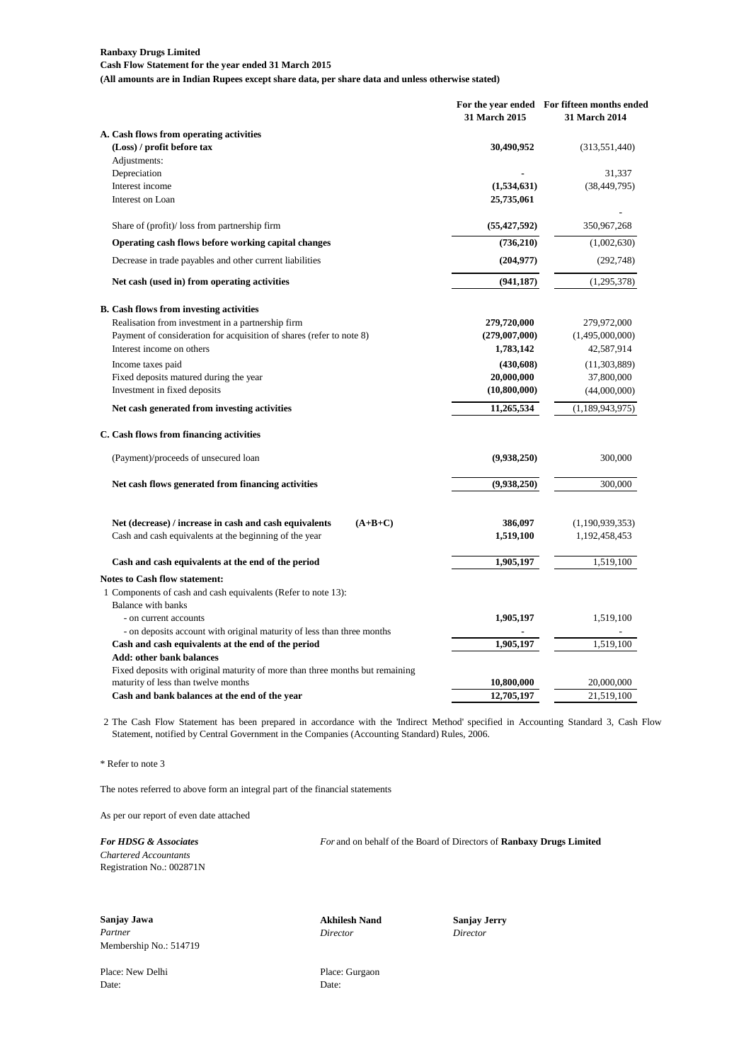**Ranbaxy Drugs Limited**

**Cash Flow Statement for the year ended 31 March 2015**

**(All amounts are in Indian Rupees except share data, per share data and unless otherwise stated)**

| | For the year ended 31 March 2015 | For fifteen months ended 31 March 2014 |
|---|---|---|
| **A. Cash flows from operating activities** | | |
| **(Loss) / profit before tax** | **30,490,952** | (313,551,440) |
| Adjustments: | | |
| Depreciation | - | 31,337 |
| Interest income | **(1,534,631)** | (38,449,795) |
| Interest on Loan | **25,735,061** | - |
| Share of (profit)/ loss from partnership firm | **(55,427,592)** | 350,967,268 |
| **Operating cash flows before working capital changes** | **(736,210)** | (1,002,630) |
| Decrease in trade payables and other current liabilities | **(204,977)** | (292,748) |
| **Net cash (used in) from operating activities** | **(941,187)** | (1,295,378) |
| **B. Cash flows from investing activities** | | |
| Realisation from investment in a partnership firm | **279,720,000** | 279,972,000 |
| Payment of consideration for acquisition of shares (refer to note 8) | **(279,007,000)** | (1,495,000,000) |
| Interest income on others | **1,783,142** | 42,587,914 |
| Income taxes paid | **(430,608)** | (11,303,889) |
| Fixed deposits matured during the year | **20,000,000** | 37,800,000 |
| Investment in fixed deposits | **(10,800,000)** | (44,000,000) |
| **Net cash generated from investing activities** | **11,265,534** | (1,189,943,975) |
| **C. Cash flows from financing activities** | | |
| (Payment)/proceeds of unsecured loan | **(9,938,250)** | 300,000 |
| **Net cash flows generated from financing activities** | **(9,938,250)** | 300,000 |
| **Net (decrease) / increase in cash and cash equivalents (A+B+C)** | **386,097** | (1,190,939,353) |
| Cash and cash equivalents at the beginning of the year | **1,519,100** | 1,192,458,453 |
| **Cash and cash equivalents at the end of the period** | **1,905,197** | 1,519,100 |

**Notes to Cash flow statement:**

| | | |
|---|---|---|
| 1 Components of cash and cash equivalents (Refer to note 13): | | |
| Balance with banks | | |
| - on current accounts | **1,905,197** | 1,519,100 |
| - on deposits account with original maturity of less than three months | **-** | - |
| **Cash and cash equivalents at the end of the period** | **1,905,197** | 1,519,100 |
| **Add: other bank balances** | | |
| Fixed deposits with original maturity of more than three months but remaining maturity of less than twelve months | **10,800,000** | 20,000,000 |
| **Cash and bank balances at the end of the year** | **12,705,197** | 21,519,100 |

2 The Cash Flow Statement has been prepared in accordance with the 'Indirect Method' specified in Accounting Standard 3, Cash Flow Statement, notified by Central Government in the Companies (Accounting Standard) Rules, 2006.

* Refer to note 3

The notes referred to above form an integral part of the financial statements

As per our report of even date attached

***For HDSG & Associates***
*Chartered Accountants*
Registration No.: 002871N

*For* and on behalf of the Board of Directors of **Ranbaxy Drugs Limited**

**Sanjay Jawa**
*Partner*
Membership No.: 514719

**Akhilesh Nand**
*Director*

**Sanjay Jerry**
*Director*

Place: New Delhi
Date:

Place: Gurgaon
Date: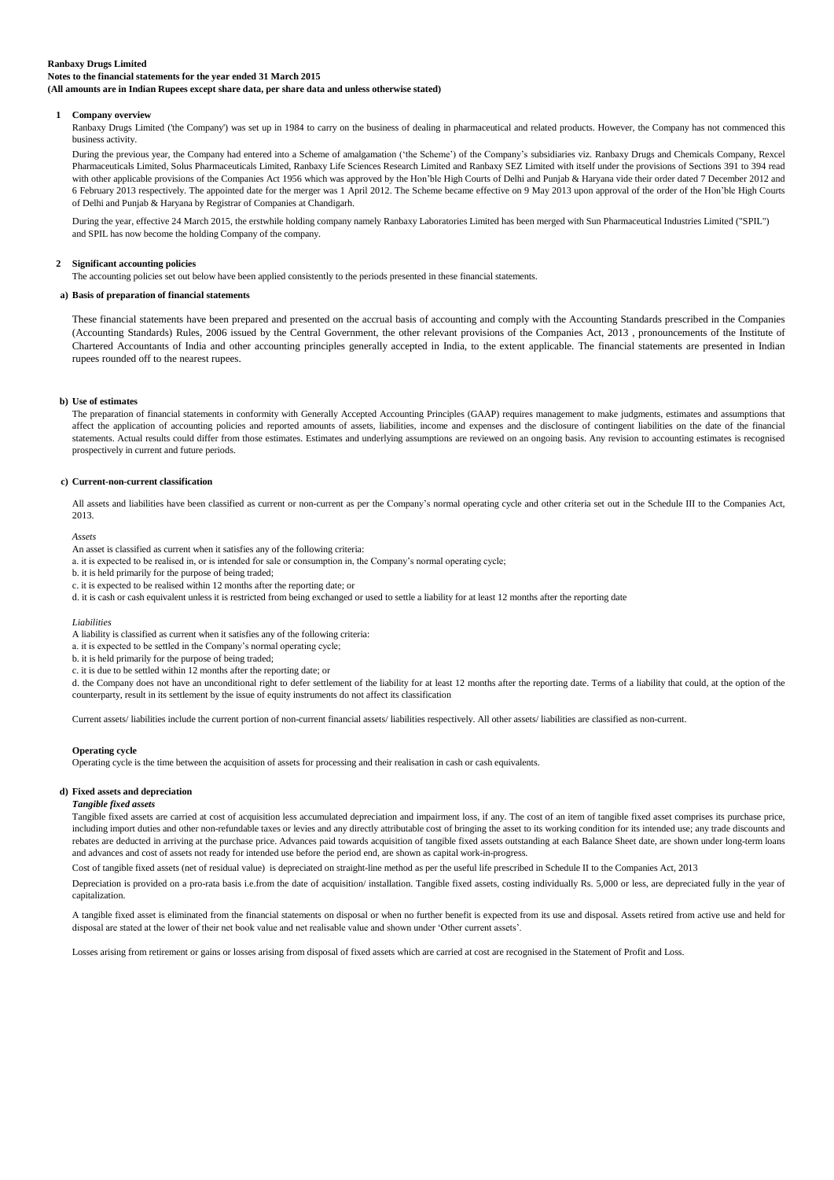**Ranbaxy Drugs Limited**
**Notes to the financial statements for the year ended 31 March 2015**
**(All amounts are in Indian Rupees except share data, per share data and unless otherwise stated)**

## 1 Company overview

Ranbaxy Drugs Limited ('the Company') was set up in 1984 to carry on the business of dealing in pharmaceutical and related products. However, the Company has not commenced this business activity.

During the previous year, the Company had entered into a Scheme of amalgamation ('the Scheme') of the Company's subsidiaries viz. Ranbaxy Drugs and Chemicals Company, Rexcel Pharmaceuticals Limited, Solus Pharmaceuticals Limited, Ranbaxy Life Sciences Research Limited and Ranbaxy SEZ Limited with itself under the provisions of Sections 391 to 394 read with other applicable provisions of the Companies Act 1956 which was approved by the Hon'ble High Courts of Delhi and Punjab & Haryana vide their order dated 7 December 2012 and 6 February 2013 respectively. The appointed date for the merger was 1 April 2012. The Scheme became effective on 9 May 2013 upon approval of the order of the Hon'ble High Courts of Delhi and Punjab & Haryana by Registrar of Companies at Chandigarh.

During the year, effective 24 March 2015, the erstwhile holding company namely Ranbaxy Laboratories Limited has been merged with Sun Pharmaceutical Industries Limited ("SPIL") and SPIL has now become the holding Company of the company.

## 2 Significant accounting policies

The accounting policies set out below have been applied consistently to the periods presented in these financial statements.

### a) Basis of preparation of financial statements

These financial statements have been prepared and presented on the accrual basis of accounting and comply with the Accounting Standards prescribed in the Companies (Accounting Standards) Rules, 2006 issued by the Central Government, the other relevant provisions of the Companies Act, 2013 , pronouncements of the Institute of Chartered Accountants of India and other accounting principles generally accepted in India, to the extent applicable. The financial statements are presented in Indian rupees rounded off to the nearest rupees.

### b) Use of estimates

The preparation of financial statements in conformity with Generally Accepted Accounting Principles (GAAP) requires management to make judgments, estimates and assumptions that affect the application of accounting policies and reported amounts of assets, liabilities, income and expenses and the disclosure of contingent liabilities on the date of the financial statements. Actual results could differ from those estimates. Estimates and underlying assumptions are reviewed on an ongoing basis. Any revision to accounting estimates is recognised prospectively in current and future periods.

### c) Current-non-current classification

All assets and liabilities have been classified as current or non-current as per the Company's normal operating cycle and other criteria set out in the Schedule III to the Companies Act, 2013.

*Assets*

An asset is classified as current when it satisfies any of the following criteria:

a. it is expected to be realised in, or is intended for sale or consumption in, the Company's normal operating cycle;

b. it is held primarily for the purpose of being traded;

c. it is expected to be realised within 12 months after the reporting date; or

d. it is cash or cash equivalent unless it is restricted from being exchanged or used to settle a liability for at least 12 months after the reporting date

*Liabilities*

A liability is classified as current when it satisfies any of the following criteria:

a. it is expected to be settled in the Company's normal operating cycle;

b. it is held primarily for the purpose of being traded;

c. it is due to be settled within 12 months after the reporting date; or

d. the Company does not have an unconditional right to defer settlement of the liability for at least 12 months after the reporting date. Terms of a liability that could, at the option of the counterparty, result in its settlement by the issue of equity instruments do not affect its classification

Current assets/ liabilities include the current portion of non-current financial assets/ liabilities respectively. All other assets/ liabilities are classified as non-current.

**Operating cycle**

Operating cycle is the time between the acquisition of assets for processing and their realisation in cash or cash equivalents.

### d) Fixed assets and depreciation

***Tangible fixed assets***

Tangible fixed assets are carried at cost of acquisition less accumulated depreciation and impairment loss, if any. The cost of an item of tangible fixed asset comprises its purchase price, including import duties and other non-refundable taxes or levies and any directly attributable cost of bringing the asset to its working condition for its intended use; any trade discounts and rebates are deducted in arriving at the purchase price. Advances paid towards acquisition of tangible fixed assets outstanding at each Balance Sheet date, are shown under long-term loans and advances and cost of assets not ready for intended use before the period end, are shown as capital work-in-progress.

Cost of tangible fixed assets (net of residual value) is depreciated on straight-line method as per the useful life prescribed in Schedule II to the Companies Act, 2013

Depreciation is provided on a pro-rata basis i.e.from the date of acquisition/ installation. Tangible fixed assets, costing individually Rs. 5,000 or less, are depreciated fully in the year of capitalization.

A tangible fixed asset is eliminated from the financial statements on disposal or when no further benefit is expected from its use and disposal. Assets retired from active use and held for disposal are stated at the lower of their net book value and net realisable value and shown under 'Other current assets'.

Losses arising from retirement or gains or losses arising from disposal of fixed assets which are carried at cost are recognised in the Statement of Profit and Loss.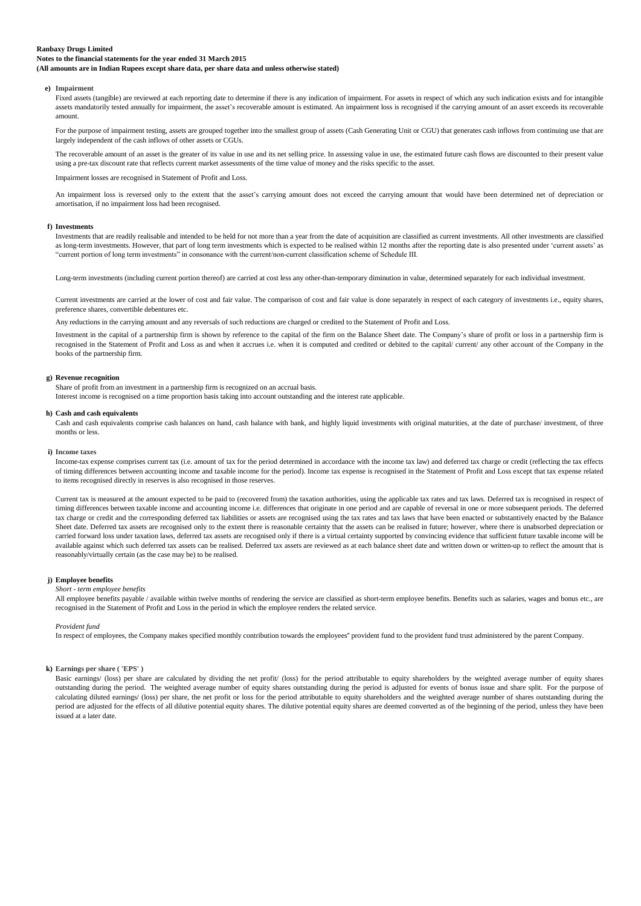**Ranbaxy Drugs Limited**
**Notes to the financial statements for the year ended 31 March 2015**
**(All amounts are in Indian Rupees except share data, per share data and unless otherwise stated)**

**e) Impairment**

Fixed assets (tangible) are reviewed at each reporting date to determine if there is any indication of impairment. For assets in respect of which any such indication exists and for intangible assets mandatorily tested annually for impairment, the asset's recoverable amount is estimated. An impairment loss is recognised if the carrying amount of an asset exceeds its recoverable amount.

For the purpose of impairment testing, assets are grouped together into the smallest group of assets (Cash Generating Unit or CGU) that generates cash inflows from continuing use that are largely independent of the cash inflows of other assets or CGUs.

The recoverable amount of an asset is the greater of its value in use and its net selling price. In assessing value in use, the estimated future cash flows are discounted to their present value using a pre-tax discount rate that reflects current market assessments of the time value of money and the risks specific to the asset.

Impairment losses are recognised in Statement of Profit and Loss.

An impairment loss is reversed only to the extent that the asset's carrying amount does not exceed the carrying amount that would have been determined net of depreciation or amortisation, if no impairment loss had been recognised.

**f) Investments**

Investments that are readily realisable and intended to be held for not more than a year from the date of acquisition are classified as current investments. All other investments are classified as long-term investments. However, that part of long term investments which is expected to be realised within 12 months after the reporting date is also presented under 'current assets' as "current portion of long term investments" in consonance with the current/non-current classification scheme of Schedule III.

Long-term investments (including current portion thereof) are carried at cost less any other-than-temporary diminution in value, determined separately for each individual investment.

Current investments are carried at the lower of cost and fair value. The comparison of cost and fair value is done separately in respect of each category of investments i.e., equity shares, preference shares, convertible debentures etc.

Any reductions in the carrying amount and any reversals of such reductions are charged or credited to the Statement of Profit and Loss.

Investment in the capital of a partnership firm is shown by reference to the capital of the firm on the Balance Sheet date. The Company's share of profit or loss in a partnership firm is recognised in the Statement of Profit and Loss as and when it accrues i.e. when it is computed and credited or debited to the capital/ current/ any other account of the Company in the books of the partnership firm.

**g) Revenue recognition**

Share of profit from an investment in a partnership firm is recognized on an accrual basis.
Interest income is recognised on a time proportion basis taking into account outstanding and the interest rate applicable.

**h) Cash and cash equivalents**

Cash and cash equivalents comprise cash balances on hand, cash balance with bank, and highly liquid investments with original maturities, at the date of purchase/ investment, of three months or less.

**i) Income taxes**

Income-tax expense comprises current tax (i.e. amount of tax for the period determined in accordance with the income tax law) and deferred tax charge or credit (reflecting the tax effects of timing differences between accounting income and taxable income for the period). Income tax expense is recognised in the Statement of Profit and Loss except that tax expense related to items recognised directly in reserves is also recognised in those reserves.

Current tax is measured at the amount expected to be paid to (recovered from) the taxation authorities, using the applicable tax rates and tax laws. Deferred tax is recognised in respect of timing differences between taxable income and accounting income i.e. differences that originate in one period and are capable of reversal in one or more subsequent periods. The deferred tax charge or credit and the corresponding deferred tax liabilities or assets are recognised using the tax rates and tax laws that have been enacted or substantively enacted by the Balance Sheet date. Deferred tax assets are recognised only to the extent there is reasonable certainty that the assets can be realised in future; however, where there is unabsorbed depreciation or carried forward loss under taxation laws, deferred tax assets are recognised only if there is a virtual certainty supported by convincing evidence that sufficient future taxable income will be available against which such deferred tax assets can be realised. Deferred tax assets are reviewed as at each balance sheet date and written down or written-up to reflect the amount that is reasonably/virtually certain (as the case may be) to be realised.

**j) Employee benefits**

*Short - term employee benefits*

All employee benefits payable / available within twelve months of rendering the service are classified as short-term employee benefits. Benefits such as salaries, wages and bonus etc., are recognised in the Statement of Profit and Loss in the period in which the employee renders the related service.

*Provident fund*

In respect of employees, the Company makes specified monthly contribution towards the employees" provident fund to the provident fund trust administered by the parent Company.

**k) Earnings per share ( 'EPS' )**

Basic earnings/ (loss) per share are calculated by dividing the net profit/ (loss) for the period attributable to equity shareholders by the weighted average number of equity shares outstanding during the period. The weighted average number of equity shares outstanding during the period is adjusted for events of bonus issue and share split. For the purpose of calculating diluted earnings/ (loss) per share, the net profit or loss for the period attributable to equity shareholders and the weighted average number of shares outstanding during the period are adjusted for the effects of all dilutive potential equity shares. The dilutive potential equity shares are deemed converted as of the beginning of the period, unless they have been issued at a later date.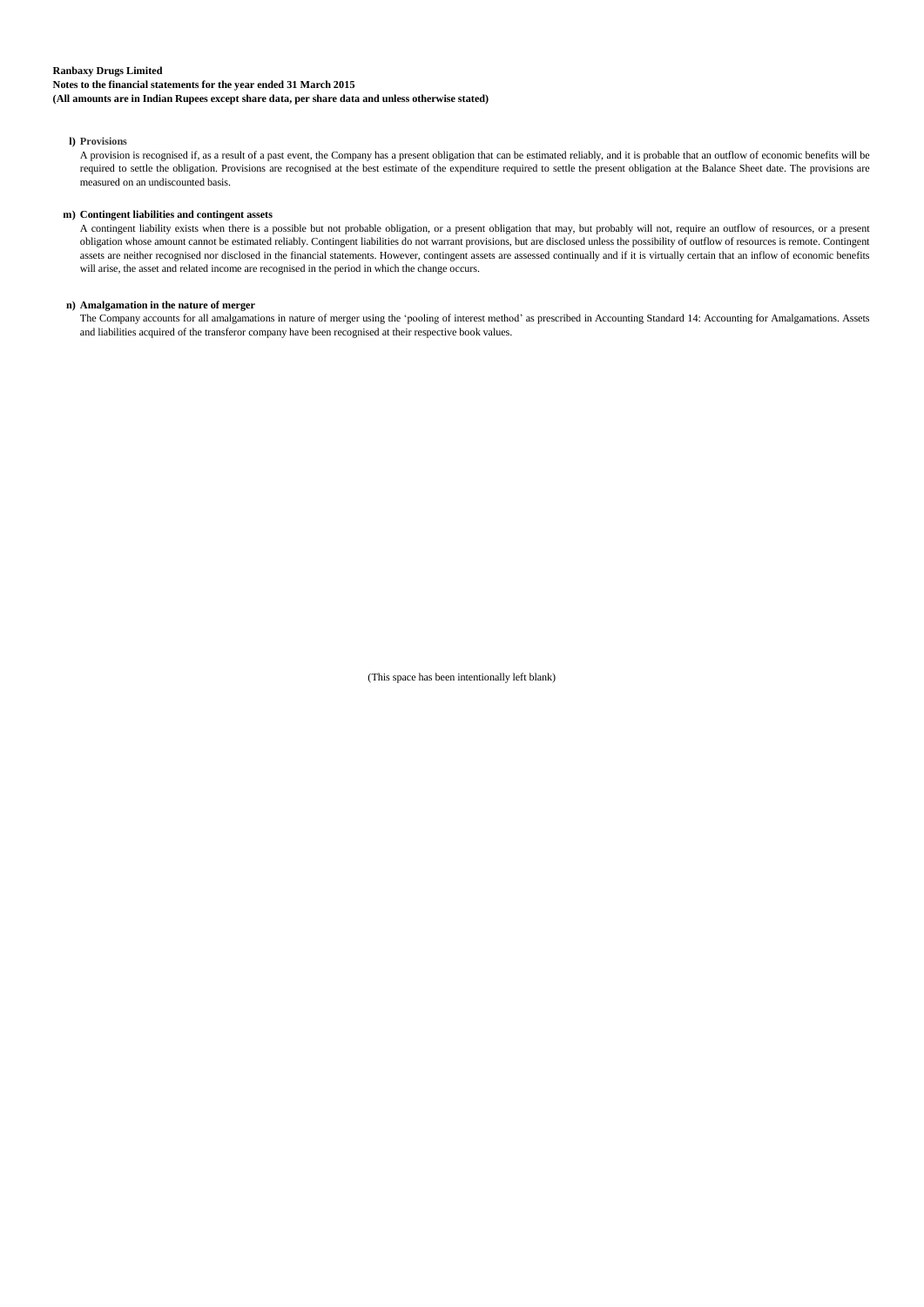**l) Provisions**

A provision is recognised if, as a result of a past event, the Company has a present obligation that can be estimated reliably, and it is probable that an outflow of economic benefits will be required to settle the obligation. Provisions are recognised at the best estimate of the expenditure required to settle the present obligation at the Balance Sheet date. The provisions are measured on an undiscounted basis.

**m) Contingent liabilities and contingent assets**

A contingent liability exists when there is a possible but not probable obligation, or a present obligation that may, but probably will not, require an outflow of resources, or a present obligation whose amount cannot be estimated reliably. Contingent liabilities do not warrant provisions, but are disclosed unless the possibility of outflow of resources is remote. Contingent assets are neither recognised nor disclosed in the financial statements. However, contingent assets are assessed continually and if it is virtually certain that an inflow of economic benefits will arise, the asset and related income are recognised in the period in which the change occurs.

**n) Amalgamation in the nature of merger**

The Company accounts for all amalgamations in nature of merger using the 'pooling of interest method' as prescribed in Accounting Standard 14: Accounting for Amalgamations. Assets and liabilities acquired of the transferor company have been recognised at their respective book values.

(This space has been intentionally left blank)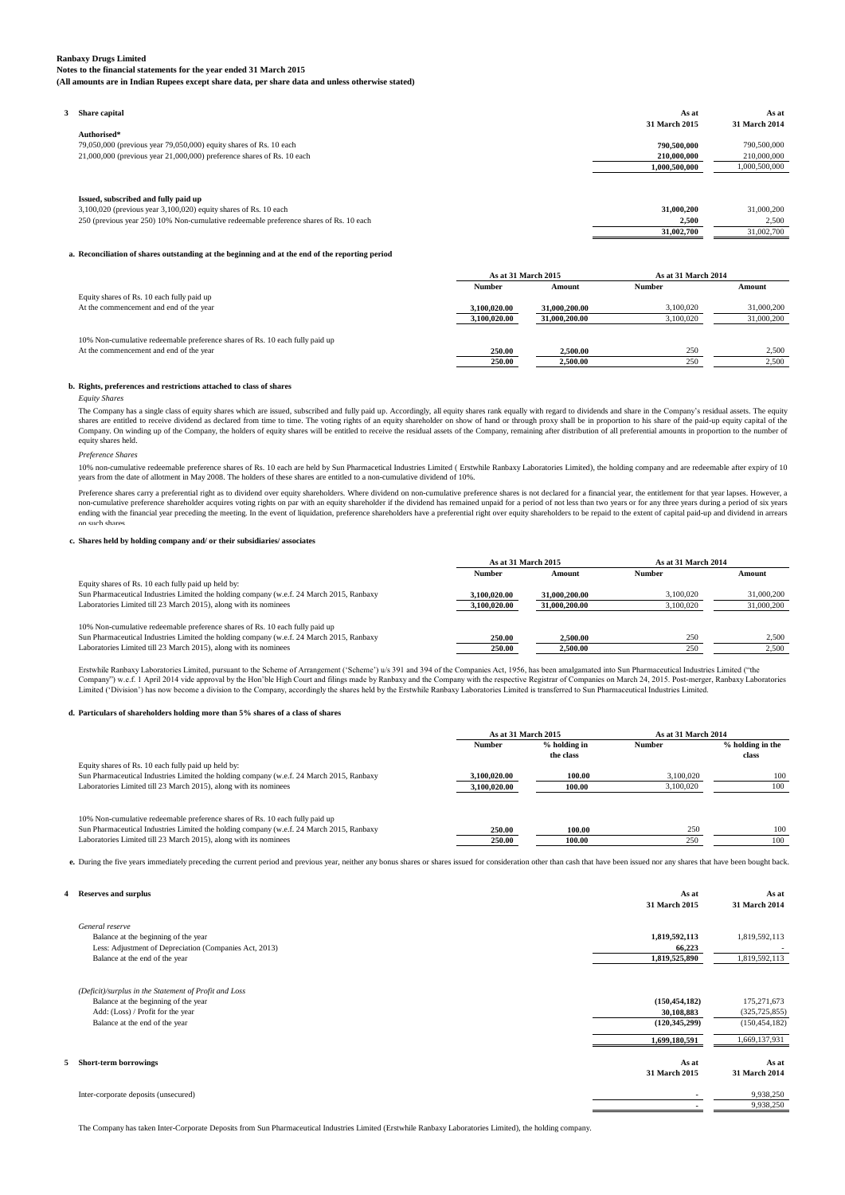**Ranbaxy Drugs Limited**
**Notes to the financial statements for the year ended 31 March 2015**
**(All amounts are in Indian Rupees except share data, per share data and unless otherwise stated)**

**3 Share capital**

| | As at 31 March 2015 | As at 31 March 2014 |
|---|---|---|
| **Authorised*** | | |
| 79,050,000 (previous year 79,050,000) equity shares of Rs. 10 each | 790,500,000 | 790,500,000 |
| 21,000,000 (previous year 21,000,000) preference shares of Rs. 10 each | 210,000,000 | 210,000,000 |
| | 1,000,500,000 | 1,000,500,000 |
| **Issued, subscribed and fully paid up** | | |
| 3,100,020 (previous year 3,100,020) equity shares of Rs. 10 each | 31,000,200 | 31,000,200 |
| 250 (previous year 250) 10% Non-cumulative redeemable preference shares of Rs. 10 each | 2,500 | 2,500 |
| | 31,002,700 | 31,002,700 |

**a. Reconciliation of shares outstanding at the beginning and at the end of the reporting period**

| | As at 31 March 2015 | | As at 31 March 2014 | |
|---|---|---|---|---|
| | Number | Amount | Number | Amount |
| Equity shares of Rs. 10 each fully paid up | | | | |
| At the commencement and end of the year | 3,100,020.00 | 31,000,200.00 | 3,100,020 | 31,000,200 |
| | 3,100,020.00 | 31,000,200.00 | 3,100,020 | 31,000,200 |
| 10% Non-cumulative redeemable preference shares of Rs. 10 each fully paid up | | | | |
| At the commencement and end of the year | 250.00 | 2,500.00 | 250 | 2,500 |
| | 250.00 | 2,500.00 | 250 | 2,500 |

**b. Rights, preferences and restrictions attached to class of shares**

*Equity Shares*

The Company has a single class of equity shares which are issued, subscribed and fully paid up. Accordingly, all equity shares rank equally with regard to dividends and share in the Company's residual assets. The equity shares are entitled to receive dividend as declared from time to time. The voting rights of an equity shareholder on show of hand or through proxy shall be in proportion to his share of the paid-up equity capital of the Company. On winding up of the Company, the holders of equity shares will be entitled to receive the residual assets of the Company, remaining after distribution of all preferential amounts in proportion to the number of equity shares held.

*Preference Shares*

10% non-cumulative redeemable preference shares of Rs. 10 each are held by Sun Pharmacetical Industries Limited ( Erstwhile Ranbaxy Laboratories Limited), the holding company and are redeemable after expiry of 10 years from the date of allotment in May 2008. The holders of these shares are entitled to a non-cumulative dividend of 10%.

Preference shares carry a preferential right as to dividend over equity shareholders. Where dividend on non-cumulative preference shares is not declared for a financial year, the entitlement for that year lapses. However, a non-cumulative preference shareholder acquires voting rights on par with an equity shareholder if the dividend has remained unpaid for a period of not less than two years or for any three years during a period of six years ending with the financial year preceding the meeting. In the event of liquidation, preference shareholders have a preferential right over equity shareholders to be repaid to the extent of capital paid-up and dividend in arrears on such shares.

**c. Shares held by holding company and/ or their subsidiaries/ associates**

| | As at 31 March 2015 | | As at 31 March 2014 | |
|---|---|---|---|---|
| | Number | Amount | Number | Amount |
| Equity shares of Rs. 10 each fully paid up held by: | | | | |
| Sun Pharmaceutical Industries Limited the holding company (w.e.f. 24 March 2015, Ranbaxy Laboratories Limited till 23 March 2015), along with its nominees | 3,100,020.00 | 31,000,200.00 | 3,100,020 | 31,000,200 |
| | 3,100,020.00 | 31,000,200.00 | 3,100,020 | 31,000,200 |
| 10% Non-cumulative redeemable preference shares of Rs. 10 each fully paid up | | | | |
| Sun Pharmaceutical Industries Limited the holding company (w.e.f. 24 March 2015, Ranbaxy Laboratories Limited till 23 March 2015), along with its nominees | 250.00 | 2,500.00 | 250 | 2,500 |
| | 250.00 | 2,500.00 | 250 | 2,500 |

Erstwhile Ranbaxy Laboratories Limited, pursuant to the Scheme of Arrangement ('Scheme') u/s 391 and 394 of the Companies Act, 1956, has been amalgamated into Sun Pharmaceutical Industries Limited ("the Company") w.e.f. 1 April 2014 vide approval by the Hon'ble High Court and filings made by Ranbaxy and the Company with the respective Registrar of Companies on March 24, 2015. Post-merger, Ranbaxy Laboratories Limited ('Division') has now become a division to the Company, accordingly the shares held by the Erstwhile Ranbaxy Laboratories Limited is transferred to Sun Pharmaceutical Industries Limited.

**d. Particulars of shareholders holding more than 5% shares of a class of shares**

| | As at 31 March 2015 | | As at 31 March 2014 | |
|---|---|---|---|---|
| | Number | % holding in the class | Number | % holding in the class |
| Equity shares of Rs. 10 each fully paid up held by: | | | | |
| Sun Pharmaceutical Industries Limited the holding company (w.e.f. 24 March 2015, Ranbaxy Laboratories Limited till 23 March 2015), along with its nominees | 3,100,020.00 | 100.00 | 3,100,020 | 100 |
| | 3,100,020.00 | 100.00 | 3,100,020 | 100 |
| 10% Non-cumulative redeemable preference shares of Rs. 10 each fully paid up | | | | |
| Sun Pharmaceutical Industries Limited the holding company (w.e.f. 24 March 2015, Ranbaxy Laboratories Limited till 23 March 2015), along with its nominees | 250.00 | 100.00 | 250 | 100 |
| | 250.00 | 100.00 | 250 | 100 |

**e.** During the five years immediately preceding the current period and previous year, neither any bonus shares or shares issued for consideration other than cash that have been issued nor any shares that have been bought back.

**4 Reserves and surplus**

| | As at 31 March 2015 | As at 31 March 2014 |
|---|---|---|
| *General reserve* | | |
| Balance at the beginning of the year | 1,819,592,113 | 1,819,592,113 |
| Less: Adjustment of Depreciation (Companies Act, 2013) | 66,223 | - |
| Balance at the end of the year | 1,819,525,890 | 1,819,592,113 |
| *(Deficit)/surplus in the Statement of Profit and Loss* | | |
| Balance at the beginning of the year | (150,454,182) | 175,271,673 |
| Add: (Loss) / Profit for the year | 30,108,883 | (325,725,855) |
| Balance at the end of the year | (120,345,299) | (150,454,182) |
| | 1,699,180,591 | 1,669,137,931 |

**5 Short-term borrowings**

| | As at 31 March 2015 | As at 31 March 2014 |
|---|---|---|
| Inter-corporate deposits (unsecured) | - | 9,938,250 |
| | - | 9,938,250 |

The Company has taken Inter-Corporate Deposits from Sun Pharmaceutical Industries Limited (Erstwhile Ranbaxy Laboratories Limited), the holding company.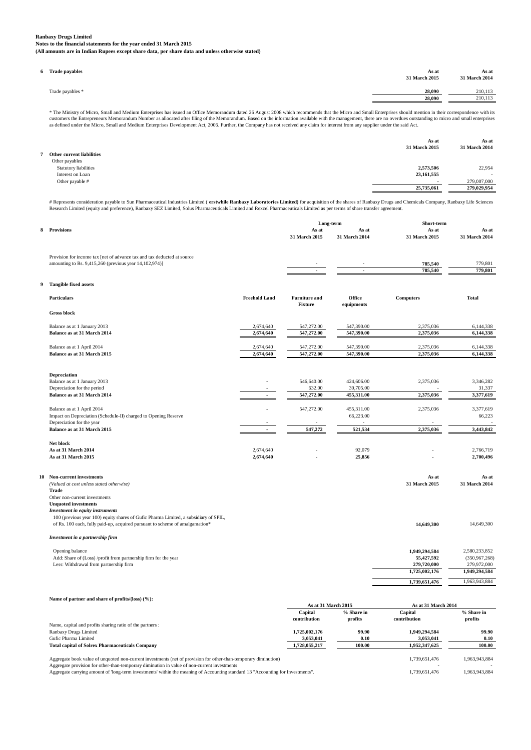**Ranbaxy Drugs Limited**
**Notes to the financial statements for the year ended 31 March 2015**
**(All amounts are in Indian Rupees except share data, per share data and unless otherwise stated)**

**6 Trade payables**

| | As at 31 March 2015 | As at 31 March 2014 |
|---|---|---|
| Trade payables * | 28,090 | 210,113 |
| | **28,090** | 210,113 |

* The Ministry of Micro, Small and Medium Enterprises has issued an Office Memorandum dated 26 August 2008 which recommends that the Micro and Small Enterprises should mention in their correspondence with its customers the Entrepreneurs Memorandum Number as allocated after filing of the Memorandum. Based on the information available with the management, there are no overdues outstanding to micro and small enterprises as defined under the Micro, Small and Medium Enterprises Development Act, 2006. Further, the Company has not received any claim for interest from any supplier under the said Act.

**7 Other current liabilities**

| | As at 31 March 2015 | As at 31 March 2014 |
|---|---|---|
| Other payables | | |
| Statutory liabilities | 2,573,506 | 22,954 |
| Interest on Loan | 23,161,555 | - |
| Other payable # | - | 279,007,000 |
| | **25,735,061** | **279,029,954** |

# Represents consideration payable to Sun Pharmaceutical Industries Limited ( **erstwhile Ranbaxy Laboratories Limited)** for acquisition of the shares of Ranbaxy Drugs and Chemicals Company, Ranbaxy Life Sciences Research Limited (equity and preference), Ranbaxy SEZ Limited, Solus Pharmaceuticals Limited and Rexcel Pharmaceuticals Limited as per terms of share transfer agreement.

**8 Provisions**

| | Long-term | | Short-term | |
|---|---|---|---|---|
| | As at 31 March 2015 | As at 31 March 2014 | As at 31 March 2015 | As at 31 March 2014 |
| Provision for income tax [net of advance tax and tax deducted at source amounting to Rs. 9,415,260 (previous year 14,102,974)] | - | - | 785,540 | 779,801 |
| | - | - | **785,540** | **779,801** |

**9 Tangible fixed assets**

| Particulars | Freehold Land | Furniture and Fixture | Office equipments | Computers | Total |
|---|---|---|---|---|---|
| **Gross block** | | | | | |
| Balance as at 1 January 2013 | 2,674,640 | 547,272.00 | 547,390.00 | 2,375,036 | 6,144,338 |
| **Balance as at 31 March 2014** | **2,674,640** | **547,272.00** | **547,390.00** | **2,375,036** | **6,144,338** |
| Balance as at 1 April 2014 | 2,674,640 | 547,272.00 | 547,390.00 | 2,375,036 | 6,144,338 |
| **Balance as at 31 March 2015** | **2,674,640** | **547,272.00** | **547,390.00** | **2,375,036** | **6,144,338** |
| **Depreciation** | | | | | |
| Balance as at 1 January 2013 | - | 546,640.00 | 424,606.00 | 2,375,036 | 3,346,282 |
| Depreciation for the period | - | 632.00 | 30,705.00 | - | 31,337 |
| **Balance as at 31 March 2014** | - | **547,272.00** | **455,311.00** | **2,375,036** | **3,377,619** |
| Balance as at 1 April 2014 | - | 547,272.00 | 455,311.00 | 2,375,036 | 3,377,619 |
| Impact on Depreciation (Schedule-II) charged to Opening Reserve | | | 66,223.00 | | 66,223 |
| Depreciation for the year | - | - | - | - | - |
| **Balance as at 31 March 2015** | - | **547,272** | **521,534** | **2,375,036** | **3,443,842** |
| **Net block** | | | | | |
| **As at 31 March 2014** | 2,674,640 | - | 92,079 | - | 2,766,719 |
| **As at 31 March 2015** | **2,674,640** | - | **25,856** | - | **2,700,496** |

**10 Non-current investments**

| | As at 31 March 2015 | As at 31 March 2014 |
|---|---|---|
| *(Valued at cost unless stated otherwise)* | | |
| **Trade** | | |
| Other non-current investments | | |
| **Unquoted investments** | | |
| ***Investment in equity instruments*** | | |
| 100 (previous year 100) equity shares of Gufic Pharma Limited, a subsidiary of SPIL, of Rs. 100 each, fully paid-up, acquired pursuant to scheme of amalgamation* | **14,649,300** | 14,649,300 |
| ***Investment in a partnership firm*** | | |
| Opening balance | **1,949,294,584** | 2,580,233,852 |
| Add: Share of (Loss) /profit from partnership firm for the year | **55,427,592** | (350,967,268) |
| Less: Withdrawal from partnership firm | **279,720,000** | 279,972,000 |
| | **1,725,002,176** | **1,949,294,584** |
| | **1,739,651,476** | 1,963,943,884 |

**Name of partner and share of profits/(loss) (%):**

| | As at 31 March 2015 | | As at 31 March 2014 | |
|---|---|---|---|---|
| | Capital contribution | % Share in profits | Capital contribution | % Share in profits |
| Name, capital and profits sharing ratio of the partners : | | | | |
| Ranbaxy Drugs Limited | **1,725,002,176** | **99.90** | **1,949,294,584** | **99.90** |
| Gufic Pharma Limited | **3,053,041** | **0.10** | **3,053,041** | **0.10** |
| **Total capital of Solrex Pharmaceuticals Company** | **1,728,055,217** | **100.00** | **1,952,347,625** | **100.00** |

| | As at 31 March 2015 | As at 31 March 2014 |
|---|---|---|
| Aggregate book value of unquoted non-current investments (net of provision for other-than-temporary diminution) | 1,739,651,476 | 1,963,943,884 |
| Aggregate provision for other-than-temporary diminution in value of non-current investments | - | - |
| Aggregate carrying amount of 'long-term investments' within the meaning of Accounting standard 13 "Accounting for Investments". | 1,739,651,476 | 1,963,943,884 |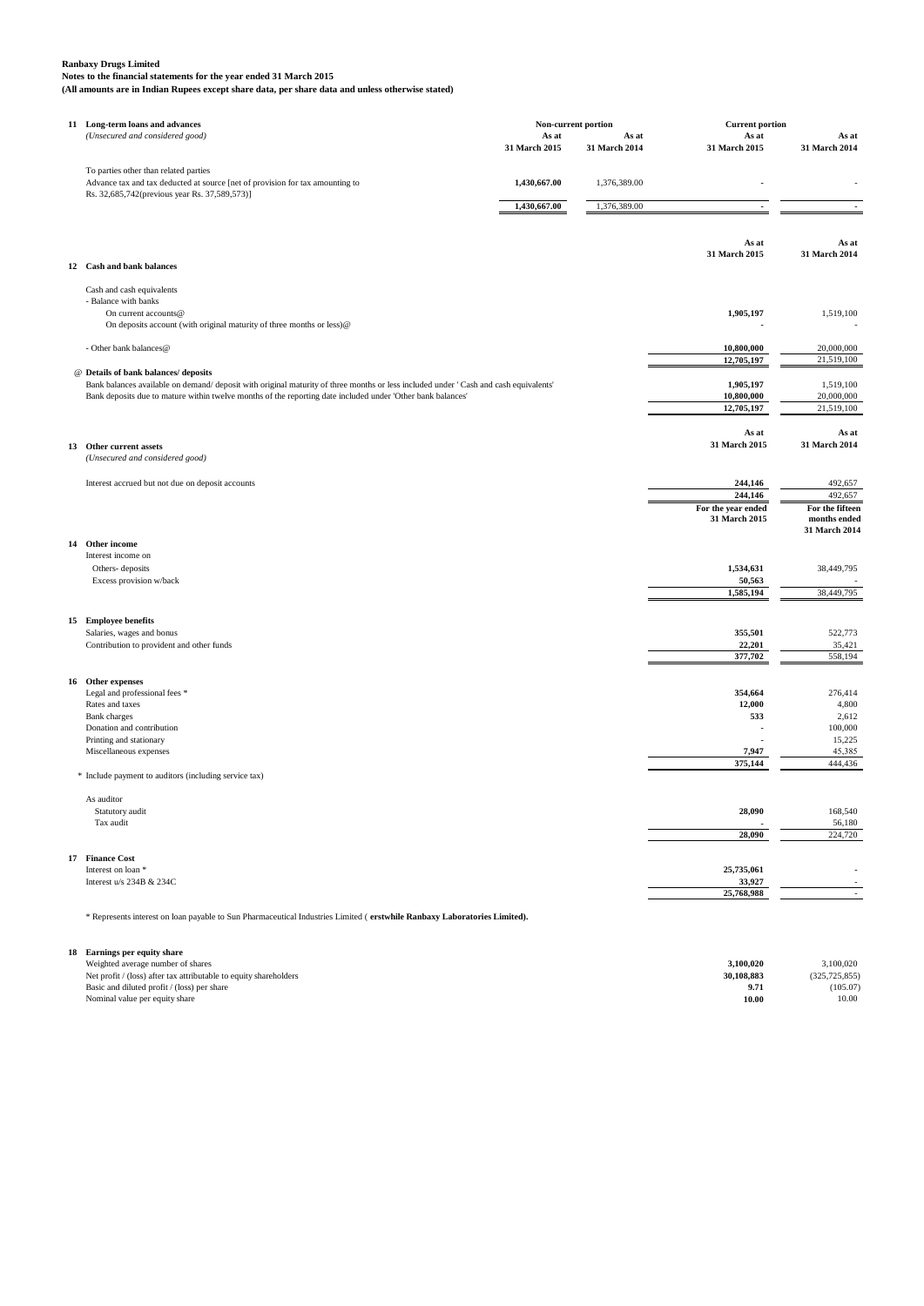**Ranbaxy Drugs Limited**
**Notes to the financial statements for the year ended 31 March 2015**
**(All amounts are in Indian Rupees except share data, per share data and unless otherwise stated)**

**11 Long-term loans and advances**
*(Unsecured and considered good)*

| | Non-current portion | | Current portion | |
|---|---|---|---|---|
| | As at 31 March 2015 | As at 31 March 2014 | As at 31 March 2015 | As at 31 March 2014 |
| To parties other than related parties | | | | |
| Advance tax and tax deducted at source [net of provision for tax amounting to Rs. 32,685,742(previous year Rs. 37,589,573)] | **1,430,667.00** | 1,376,389.00 | **-** | - |
| | **1,430,667.00** | 1,376,389.00 | **-** | - |

**12 Cash and bank balances**

| | As at 31 March 2015 | As at 31 March 2014 |
|---|---|---|
| Cash and cash equivalents | | |
| - Balance with banks | | |
| On current accounts@ | **1,905,197** | 1,519,100 |
| On deposits account (with original maturity of three months or less)@ | **-** | - |
| - Other bank balances@ | **10,800,000** | 20,000,000 |
| | **12,705,197** | 21,519,100 |
| **@ Details of bank balances/ deposits** | | |
| Bank balances available on demand/ deposit with original maturity of three months or less included under ' Cash and cash equivalents' | **1,905,197** | 1,519,100 |
| Bank deposits due to mature within twelve months of the reporting date included under 'Other bank balances' | **10,800,000** | 20,000,000 |
| | **12,705,197** | 21,519,100 |

**13 Other current assets**
*(Unsecured and considered good)*

| | As at 31 March 2015 | As at 31 March 2014 |
|---|---|---|
| Interest accrued but not due on deposit accounts | **244,146** | 492,657 |
| | **244,146** | 492,657 |

**14 Other income**

| | For the year ended 31 March 2015 | For the fifteen months ended 31 March 2014 |
|---|---|---|
| Interest income on | | |
| Others- deposits | **1,534,631** | 38,449,795 |
| Excess provision w/back | **50,563** | - |
| | **1,585,194** | 38,449,795 |

**15 Employee benefits**

| | For the year ended 31 March 2015 | For the fifteen months ended 31 March 2014 |
|---|---|---|
| Salaries, wages and bonus | **355,501** | 522,773 |
| Contribution to provident and other funds | **22,201** | 35,421 |
| | **377,702** | 558,194 |

**16 Other expenses**

| | For the year ended 31 March 2015 | For the fifteen months ended 31 March 2014 |
|---|---|---|
| Legal and professional fees * | **354,664** | 276,414 |
| Rates and taxes | **12,000** | 4,800 |
| Bank charges | **533** | 2,612 |
| Donation and contribution | **-** | 100,000 |
| Printing and stationary | **-** | 15,225 |
| Miscellaneous expenses | **7,947** | 45,385 |
| | **375,144** | 444,436 |

\* Include payment to auditors (including service tax)

| | For the year ended 31 March 2015 | For the fifteen months ended 31 March 2014 |
|---|---|---|
| As auditor | | |
| Statutory audit | **28,090** | 168,540 |
| Tax audit | **-** | 56,180 |
| | **28,090** | 224,720 |

**17 Finance Cost**

| | For the year ended 31 March 2015 | For the fifteen months ended 31 March 2014 |
|---|---|---|
| Interest on loan * | **25,735,061** | - |
| Interest u/s 234B & 234C | **33,927** | - |
| | **25,768,988** | - |

\* Represents interest on loan payable to Sun Pharmaceutical Industries Limited ( **erstwhile Ranbaxy Laboratories Limited).**

**18 Earnings per equity share**

| | For the year ended 31 March 2015 | For the fifteen months ended 31 March 2014 |
|---|---|---|
| Weighted average number of shares | **3,100,020** | 3,100,020 |
| Net profit / (loss) after tax attributable to equity shareholders | **30,108,883** | (325,725,855) |
| Basic and diluted profit / (loss) per share | **9.71** | (105.07) |
| Nominal value per equity share | **10.00** | 10.00 |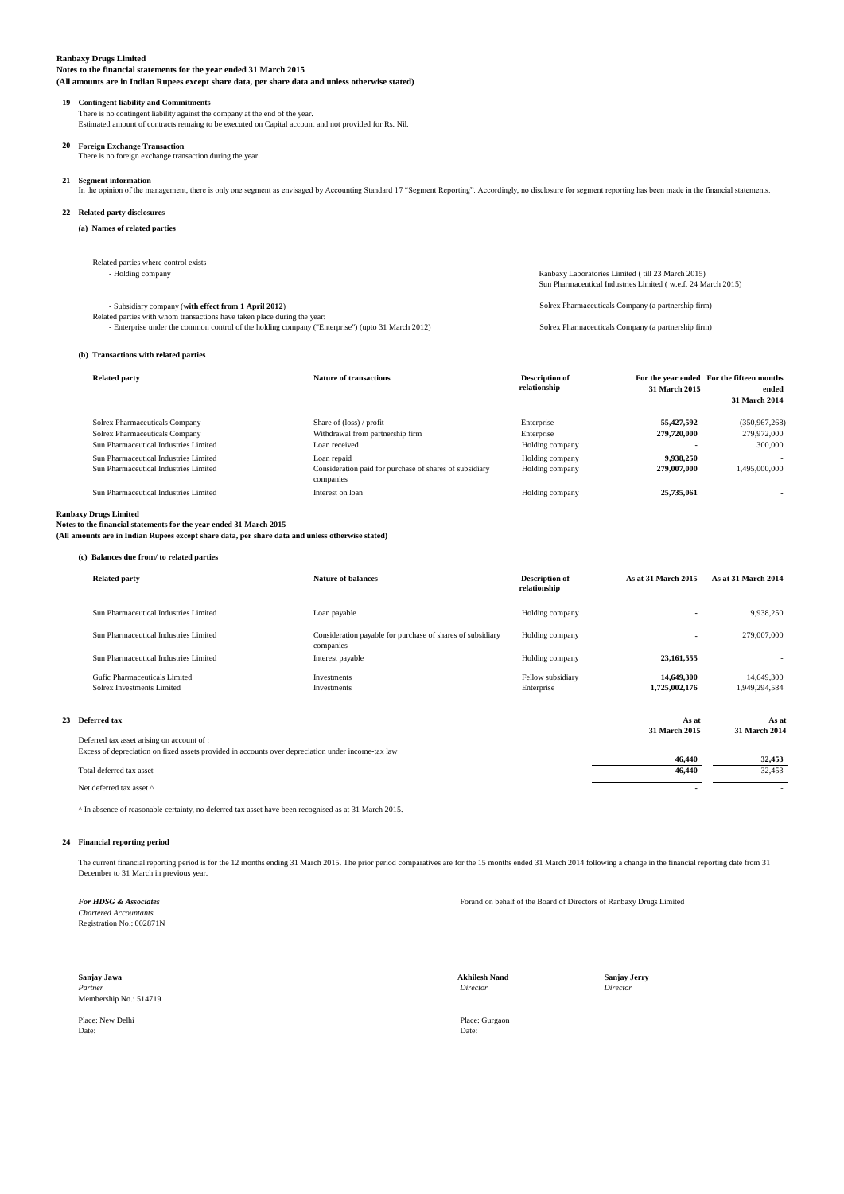**Ranbaxy Drugs Limited**
**Notes to the financial statements for the year ended 31 March 2015**
**(All amounts are in Indian Rupees except share data, per share data and unless otherwise stated)**

**19 Contingent liability and Commitments**

There is no contingent liability against the company at the end of the year.
Estimated amount of contracts remaing to be executed on Capital account and not provided for Rs. Nil.

**20 Foreign Exchange Transaction**

There is no foreign exchange transaction during the year

**21 Segment information**

In the opinion of the management, there is only one segment as envisaged by Accounting Standard 17 "Segment Reporting". Accordingly, no disclosure for segment reporting has been made in the financial statements.

**22 Related party disclosures**

**(a) Names of related parties**

| | |
|---|---|
| Related parties where control exists | |
| - Holding company | Ranbaxy Laboratories Limited ( till 23 March 2015) |
| | Sun Pharmaceutical Industries Limited ( w.e.f. 24 March 2015) |
| - Subsidiary company (**with effect from 1 April 2012**) | Solrex Pharmaceuticals Company (a partnership firm) |
| Related parties with whom transactions have taken place during the year: | |
| - Enterprise under the common control of the holding company ("Enterprise") (upto 31 March 2012) | Solrex Pharmaceuticals Company (a partnership firm) |

**(b) Transactions with related parties**

| Related party | Nature of transactions | Description of relationship | For the year ended 31 March 2015 | For the fifteen months ended 31 March 2014 |
|---|---|---|---|---|
| Solrex Pharmaceuticals Company | Share of (loss) / profit | Enterprise | **55,427,592** | (350,967,268) |
| Solrex Pharmaceuticals Company | Withdrawal from partnership firm | Enterprise | **279,720,000** | 279,972,000 |
| Sun Pharmaceutical Industries Limited | Loan received | Holding company | - | 300,000 |
| Sun Pharmaceutical Industries Limited | Loan repaid | Holding company | **9,938,250** | - |
| Sun Pharmaceutical Industries Limited | Consideration paid for purchase of shares of subsidiary companies | Holding company | **279,007,000** | 1,495,000,000 |
| Sun Pharmaceutical Industries Limited | Interest on loan | Holding company | **25,735,061** | - |

**Ranbaxy Drugs Limited**
**Notes to the financial statements for the year ended 31 March 2015**
**(All amounts are in Indian Rupees except share data, per share data and unless otherwise stated)**

**(c) Balances due from/ to related parties**

| Related party | Nature of balances | Description of relationship | As at 31 March 2015 | As at 31 March 2014 |
|---|---|---|---|---|
| Sun Pharmaceutical Industries Limited | Loan payable | Holding company | - | 9,938,250 |
| Sun Pharmaceutical Industries Limited | Consideration payable for purchase of shares of subsidiary companies | Holding company | - | 279,007,000 |
| Sun Pharmaceutical Industries Limited | Interest payable | Holding company | **23,161,555** | - |
| Gufic Pharmaceuticals Limited | Investments | Fellow subsidiary | **14,649,300** | 14,649,300 |
| Solrex Investments Limited | Investments | Enterprise | **1,725,002,176** | 1,949,294,584 |

**23 Deferred tax**

| | As at 31 March 2015 | As at 31 March 2014 |
|---|---|---|
| Deferred tax asset arising on account of : | | |
| Excess of depreciation on fixed assets provided in accounts over depreciation under income-tax law | **46,440** | 32,453 |
| Total deferred tax asset | **46,440** | 32,453 |
| Net deferred tax asset ^ | - | - |

^ In absence of reasonable certainty, no deferred tax asset have been recognised as at 31 March 2015.

**24 Financial reporting period**

The current financial reporting period is for the 12 months ending 31 March 2015. The prior period comparatives are for the 15 months ended 31 March 2014 following a change in the financial reporting date from 31 December to 31 March in previous year.

***For HDSG & Associates***
*Chartered Accountants*
Registration No.: 002871N

Forand on behalf of the Board of Directors of Ranbaxy Drugs Limited

**Sanjay Jawa**
*Partner*
Membership No.: 514719

**Akhilesh Nand**
*Director*

**Sanjay Jerry**
*Director*

Place: New Delhi
Date:

Place: Gurgaon
Date: